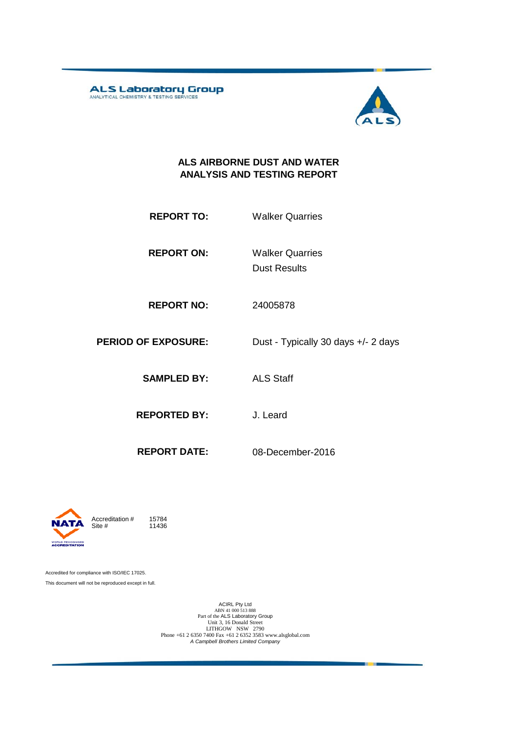**ALS Laboratory Group**
ANALYTICAL CHEMISTRY & TESTING SERVICES

# ALS AIRBORNE DUST AND WATER ANALYSIS AND TESTING REPORT

| | |
|---|---|
| **REPORT TO:** | Walker Quarries |
| **REPORT ON:** | Walker Quarries<br>Dust Results |
| **REPORT NO:** | 24005878 |
| **PERIOD OF EXPOSURE:** | Dust - Typically 30 days +/- 2 days |
| **SAMPLED BY:** | ALS Staff |
| **REPORTED BY:** | J. Leard |
| **REPORT DATE:** | 08-December-2016 |

NATA
WORLD RECOGNISED ACCREDITATION

Accreditation # 15784
Site # 11436

Accredited for compliance with ISO/IEC 17025.

This document will not be reproduced except in full.

ACIRL Pty Ltd
ABN 41 000 513 888
Part of the ALS Laboratory Group
Unit 3, 16 Donald Street
LITHGOW NSW 2790
Phone +61 2 6350 7400 Fax +61 2 6352 3583 www.alsglobal.com
*A Campbell Brothers Limited Company*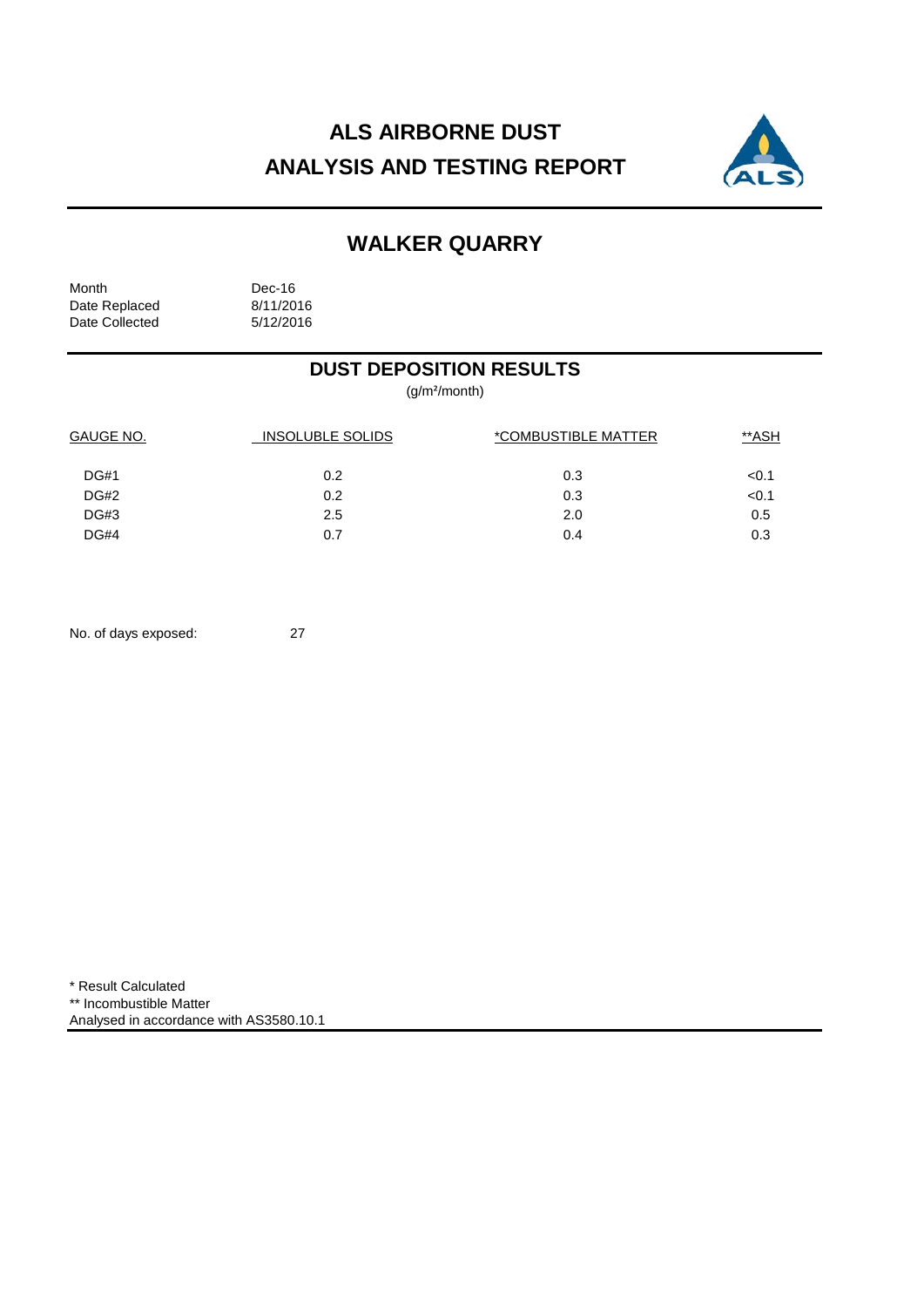# ALS AIRBORNE DUST
# ANALYSIS AND TESTING REPORT

## WALKER QUARRY

| | |
|---|---|
| Month | Dec-16 |
| Date Replaced | 8/11/2016 |
| Date Collected | 5/12/2016 |

## DUST DEPOSITION RESULTS

($g/m^2$/month)

| GAUGE NO. | INSOLUBLE SOLIDS | *COMBUSTIBLE MATTER | **ASH |
|---|---|---|---|
| DG#1 | 0.2 | 0.3 | <0.1 |
| DG#2 | 0.2 | 0.3 | <0.1 |
| DG#3 | 2.5 | 2.0 | 0.5 |
| DG#4 | 0.7 | 0.4 | 0.3 |

No. of days exposed: 27

\* Result Calculated
** Incombustible Matter
Analysed in accordance with AS3580.10.1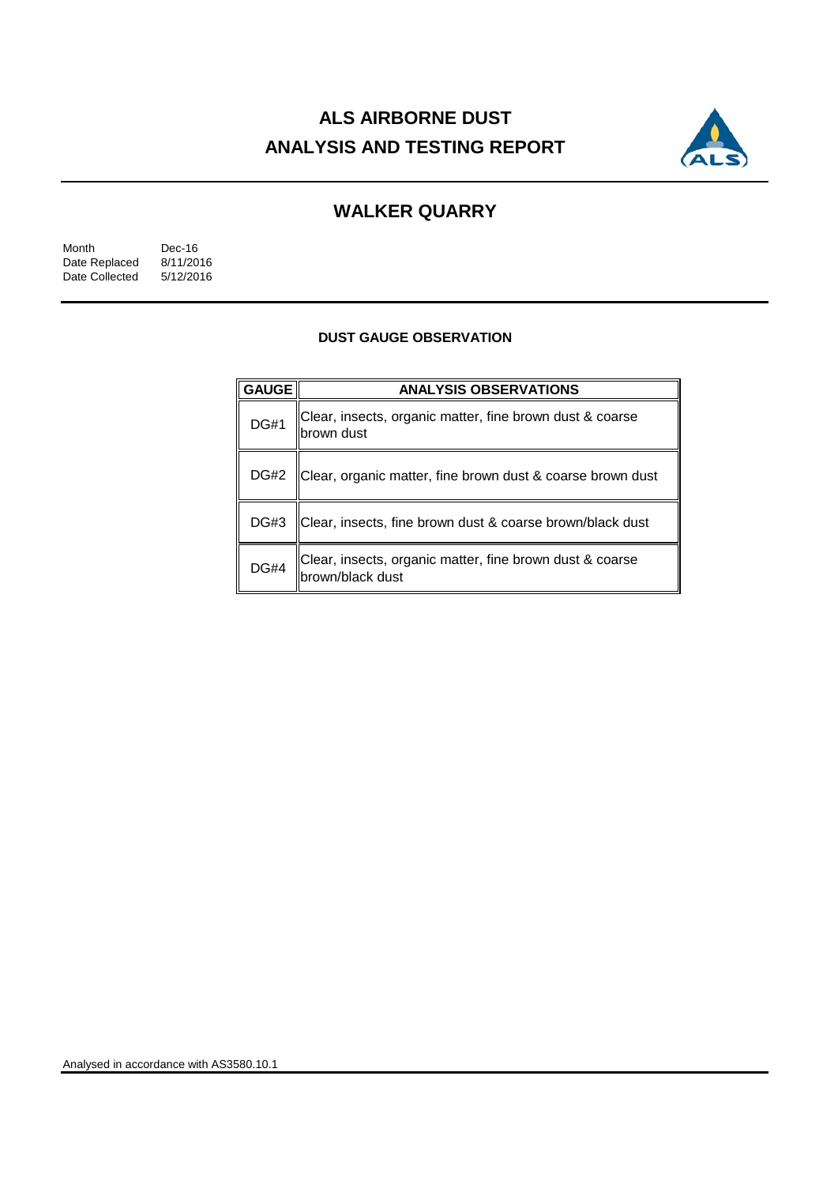# ALS AIRBORNE DUST ANALYSIS AND TESTING REPORT

## WALKER QUARRY

| | |
|---|---|
| Month | Dec-16 |
| Date Replaced | 8/11/2016 |
| Date Collected | 5/12/2016 |

### DUST GAUGE OBSERVATION

| GAUGE | ANALYSIS OBSERVATIONS |
|---|---|
| DG#1 | Clear, insects, organic matter, fine brown dust & coarse brown dust |
| DG#2 | Clear, organic matter, fine brown dust & coarse brown dust |
| DG#3 | Clear, insects, fine brown dust & coarse brown/black dust |
| DG#4 | Clear, insects, organic matter, fine brown dust & coarse brown/black dust |

Analysed in accordance with AS3580.10.1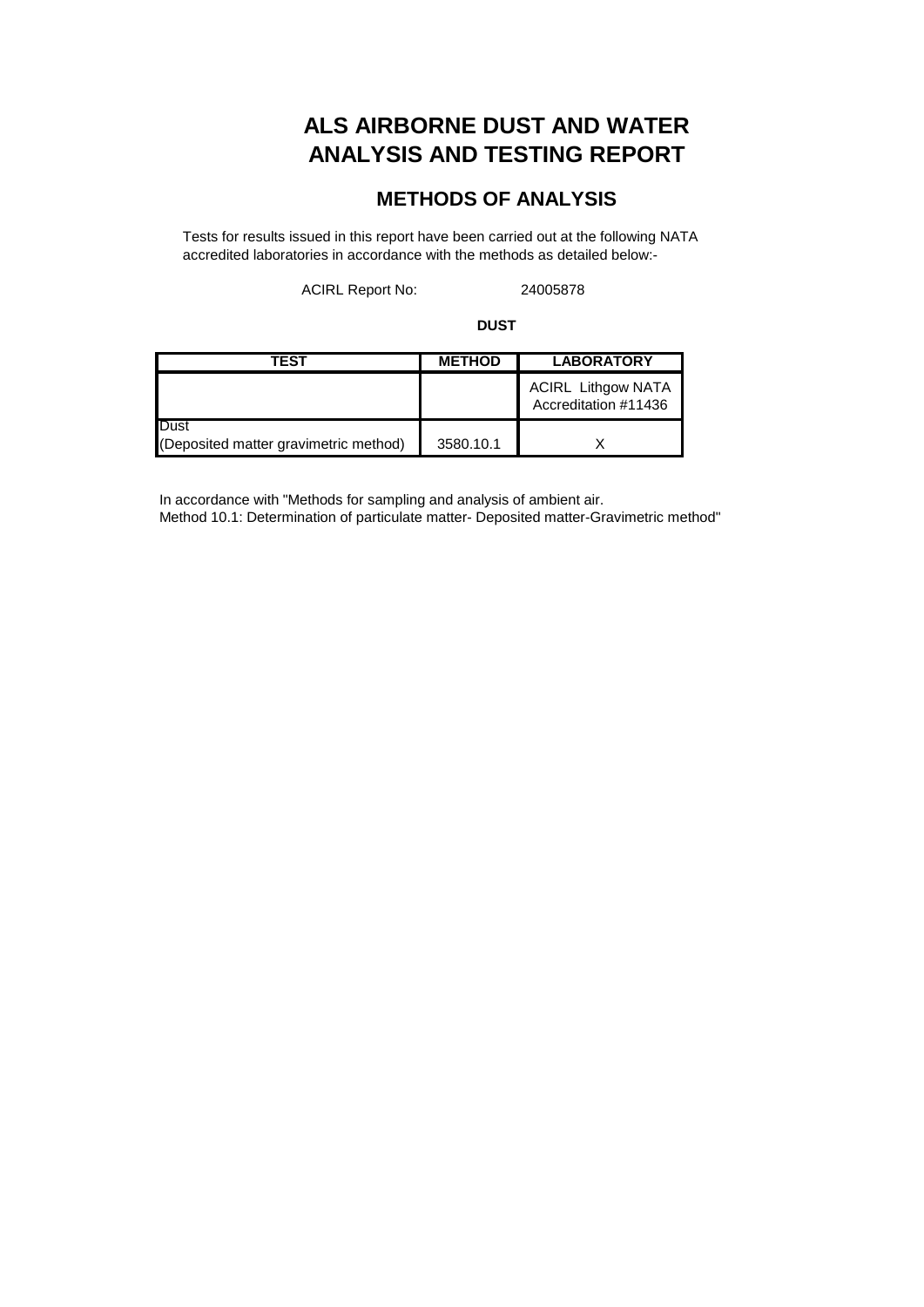# ALS AIRBORNE DUST AND WATER ANALYSIS AND TESTING REPORT

## METHODS OF ANALYSIS

Tests for results issued in this report have been carried out at the following NATA accredited laboratories in accordance with the methods as detailed below:-

ACIRL Report No: 24005878

**DUST**

| TEST | METHOD | LABORATORY |
|---|---|---|
| | | ACIRL Lithgow NATA Accreditation #11436 |
| Dust (Deposited matter gravimetric method) | 3580.10.1 | X |

In accordance with "Methods for sampling and analysis of ambient air.
Method 10.1: Determination of particulate matter- Deposited matter-Gravimetric method"